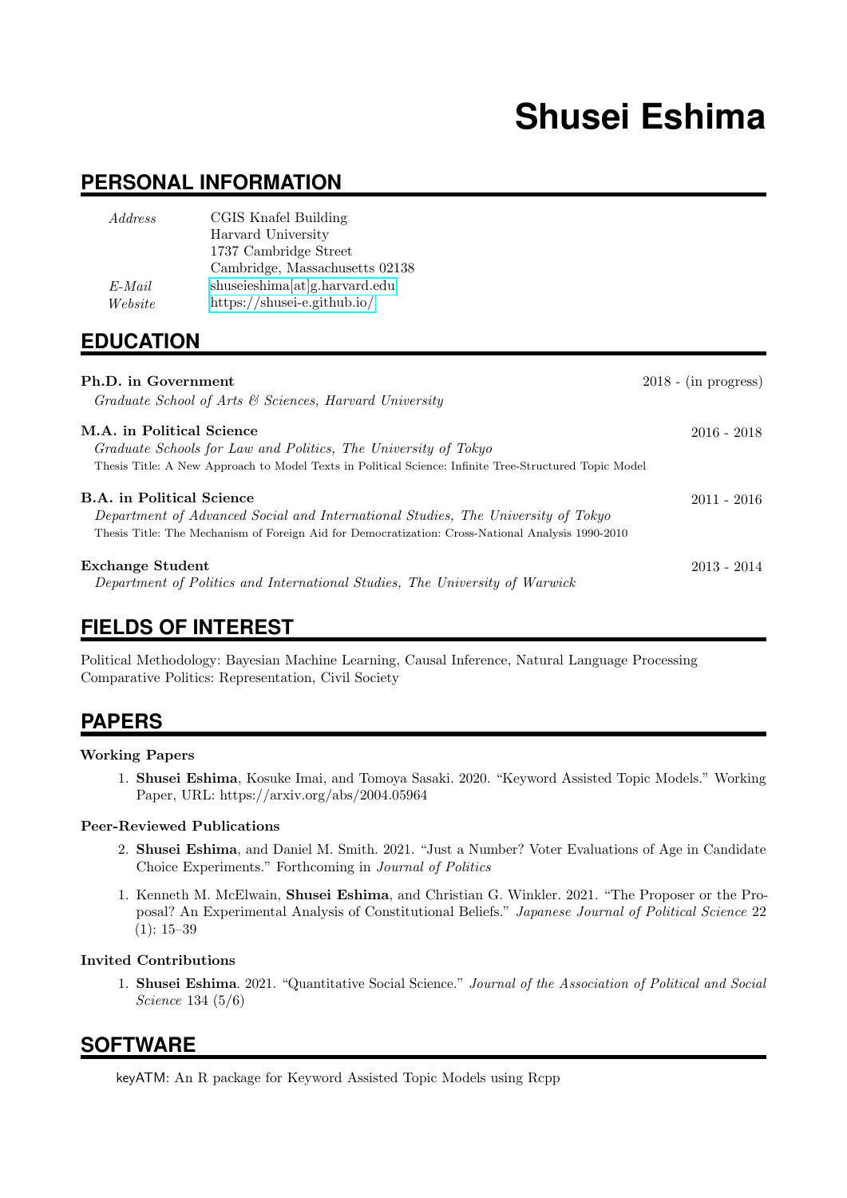# Shusei Eshima

## PERSONAL INFORMATION

| | |
|---|---|
| *Address* | CGIS Knafel Building<br>Harvard University<br>1737 Cambridge Street<br>Cambridge, Massachusetts 02138 |
| *E-Mail* | shuseieshima[at]g.harvard.edu |
| *Website* | https://shusei-e.github.io/ |

## EDUCATION

**Ph.D. in Government** — 2018 - (in progress)
*Graduate School of Arts & Sciences, Harvard University*

**M.A. in Political Science** — 2016 - 2018
*Graduate Schools for Law and Politics, The University of Tokyo*
Thesis Title: A New Approach to Model Texts in Political Science: Infinite Tree-Structured Topic Model

**B.A. in Political Science** — 2011 - 2016
*Department of Advanced Social and International Studies, The University of Tokyo*
Thesis Title: The Mechanism of Foreign Aid for Democratization: Cross-National Analysis 1990-2010

**Exchange Student** — 2013 - 2014
*Department of Politics and International Studies, The University of Warwick*

## FIELDS OF INTEREST

Political Methodology: Bayesian Machine Learning, Causal Inference, Natural Language Processing
Comparative Politics: Representation, Civil Society

## PAPERS

### Working Papers

1. **Shusei Eshima**, Kosuke Imai, and Tomoya Sasaki. 2020. "Keyword Assisted Topic Models." Working Paper, URL: https://arxiv.org/abs/2004.05964

### Peer-Reviewed Publications

2. **Shusei Eshima**, and Daniel M. Smith. 2021. "Just a Number? Voter Evaluations of Age in Candidate Choice Experiments." Forthcoming in *Journal of Politics*

1. Kenneth M. McElwain, **Shusei Eshima**, and Christian G. Winkler. 2021. "The Proposer or the Proposal? An Experimental Analysis of Constitutional Beliefs." *Japanese Journal of Political Science* 22 (1): 15–39

### Invited Contributions

1. **Shusei Eshima**. 2021. "Quantitative Social Science." *Journal of the Association of Political and Social Science* 134 (5/6)

## SOFTWARE

keyATM: An R package for Keyword Assisted Topic Models using Rcpp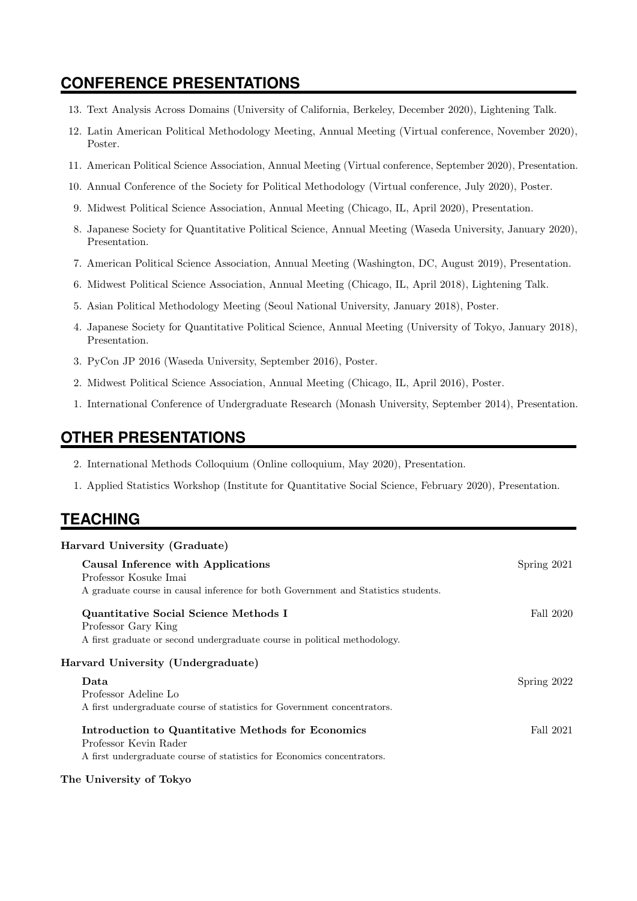## CONFERENCE PRESENTATIONS

13. Text Analysis Across Domains (University of California, Berkeley, December 2020), Lightening Talk.
12. Latin American Political Methodology Meeting, Annual Meeting (Virtual conference, November 2020), Poster.
11. American Political Science Association, Annual Meeting (Virtual conference, September 2020), Presentation.
10. Annual Conference of the Society for Political Methodology (Virtual conference, July 2020), Poster.
9. Midwest Political Science Association, Annual Meeting (Chicago, IL, April 2020), Presentation.
8. Japanese Society for Quantitative Political Science, Annual Meeting (Waseda University, January 2020), Presentation.
7. American Political Science Association, Annual Meeting (Washington, DC, August 2019), Presentation.
6. Midwest Political Science Association, Annual Meeting (Chicago, IL, April 2018), Lightening Talk.
5. Asian Political Methodology Meeting (Seoul National University, January 2018), Poster.
4. Japanese Society for Quantitative Political Science, Annual Meeting (University of Tokyo, January 2018), Presentation.
3. PyCon JP 2016 (Waseda University, September 2016), Poster.
2. Midwest Political Science Association, Annual Meeting (Chicago, IL, April 2016), Poster.
1. International Conference of Undergraduate Research (Monash University, September 2014), Presentation.

## OTHER PRESENTATIONS

2. International Methods Colloquium (Online colloquium, May 2020), Presentation.
1. Applied Statistics Workshop (Institute for Quantitative Social Science, February 2020), Presentation.

## TEACHING

**Harvard University (Graduate)**

**Causal Inference with Applications** — Spring 2021
Professor Kosuke Imai
A graduate course in causal inference for both Government and Statistics students.

**Quantitative Social Science Methods I** — Fall 2020
Professor Gary King
A first graduate or second undergraduate course in political methodology.

**Harvard University (Undergraduate)**

**Data** — Spring 2022
Professor Adeline Lo
A first undergraduate course of statistics for Government concentrators.

**Introduction to Quantitative Methods for Economics** — Fall 2021
Professor Kevin Rader
A first undergraduate course of statistics for Economics concentrators.

**The University of Tokyo**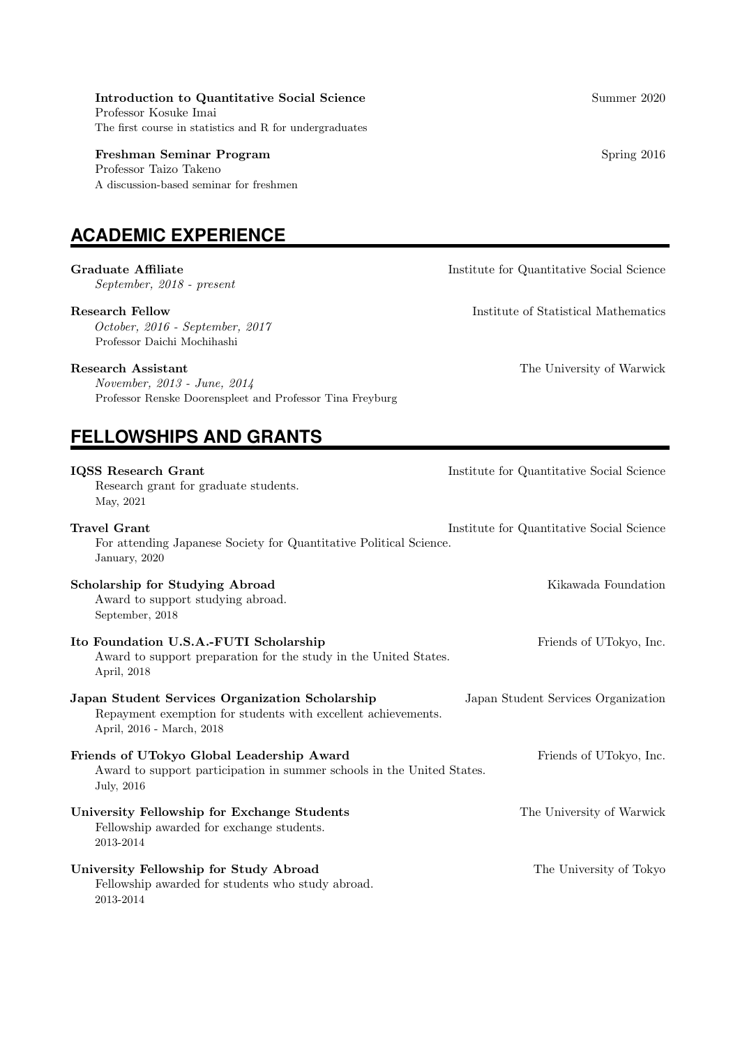**Introduction to Quantitative Social Science** Summer 2020
Professor Kosuke Imai
The first course in statistics and R for undergraduates

**Freshman Seminar Program** Spring 2016
Professor Taizo Takeno
A discussion-based seminar for freshmen

## ACADEMIC EXPERIENCE

**Graduate Affiliate** Institute for Quantitative Social Science
*September, 2018 - present*

**Research Fellow** Institute of Statistical Mathematics
*October, 2016 - September, 2017*
Professor Daichi Mochihashi

**Research Assistant** The University of Warwick
*November, 2013 - June, 2014*
Professor Renske Doorenspleet and Professor Tina Freyburg

## FELLOWSHIPS AND GRANTS

**IQSS Research Grant** Institute for Quantitative Social Science
Research grant for graduate students.
May, 2021

**Travel Grant** Institute for Quantitative Social Science
For attending Japanese Society for Quantitative Political Science.
January, 2020

**Scholarship for Studying Abroad** Kikawada Foundation
Award to support studying abroad.
September, 2018

**Ito Foundation U.S.A.-FUTI Scholarship** Friends of UTokyo, Inc.
Award to support preparation for the study in the United States.
April, 2018

**Japan Student Services Organization Scholarship** Japan Student Services Organization
Repayment exemption for students with excellent achievements.
April, 2016 - March, 2018

**Friends of UTokyo Global Leadership Award** Friends of UTokyo, Inc.
Award to support participation in summer schools in the United States.
July, 2016

**University Fellowship for Exchange Students** The University of Warwick
Fellowship awarded for exchange students.
2013-2014

**University Fellowship for Study Abroad** The University of Tokyo
Fellowship awarded for students who study abroad.
2013-2014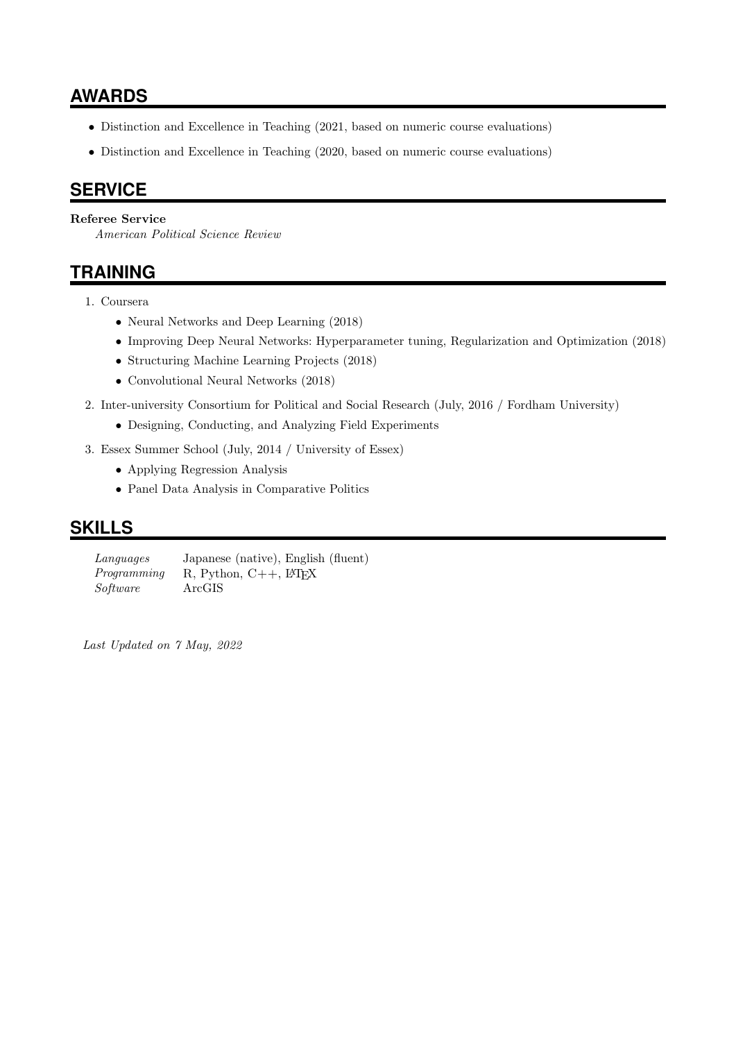## AWARDS

- Distinction and Excellence in Teaching (2021, based on numeric course evaluations)
- Distinction and Excellence in Teaching (2020, based on numeric course evaluations)

## SERVICE

**Referee Service**
*American Political Science Review*

## TRAINING

1. Coursera
   - Neural Networks and Deep Learning (2018)
   - Improving Deep Neural Networks: Hyperparameter tuning, Regularization and Optimization (2018)
   - Structuring Machine Learning Projects (2018)
   - Convolutional Neural Networks (2018)
2. Inter-university Consortium for Political and Social Research (July, 2016 / Fordham University)
   - Designing, Conducting, and Analyzing Field Experiments
3. Essex Summer School (July, 2014 / University of Essex)
   - Applying Regression Analysis
   - Panel Data Analysis in Comparative Politics

## SKILLS

| | |
|---|---|
| *Languages* | Japanese (native), English (fluent) |
| *Programming* | R, Python, C++, LaTeX |
| *Software* | ArcGIS |

*Last Updated on 7 May, 2022*